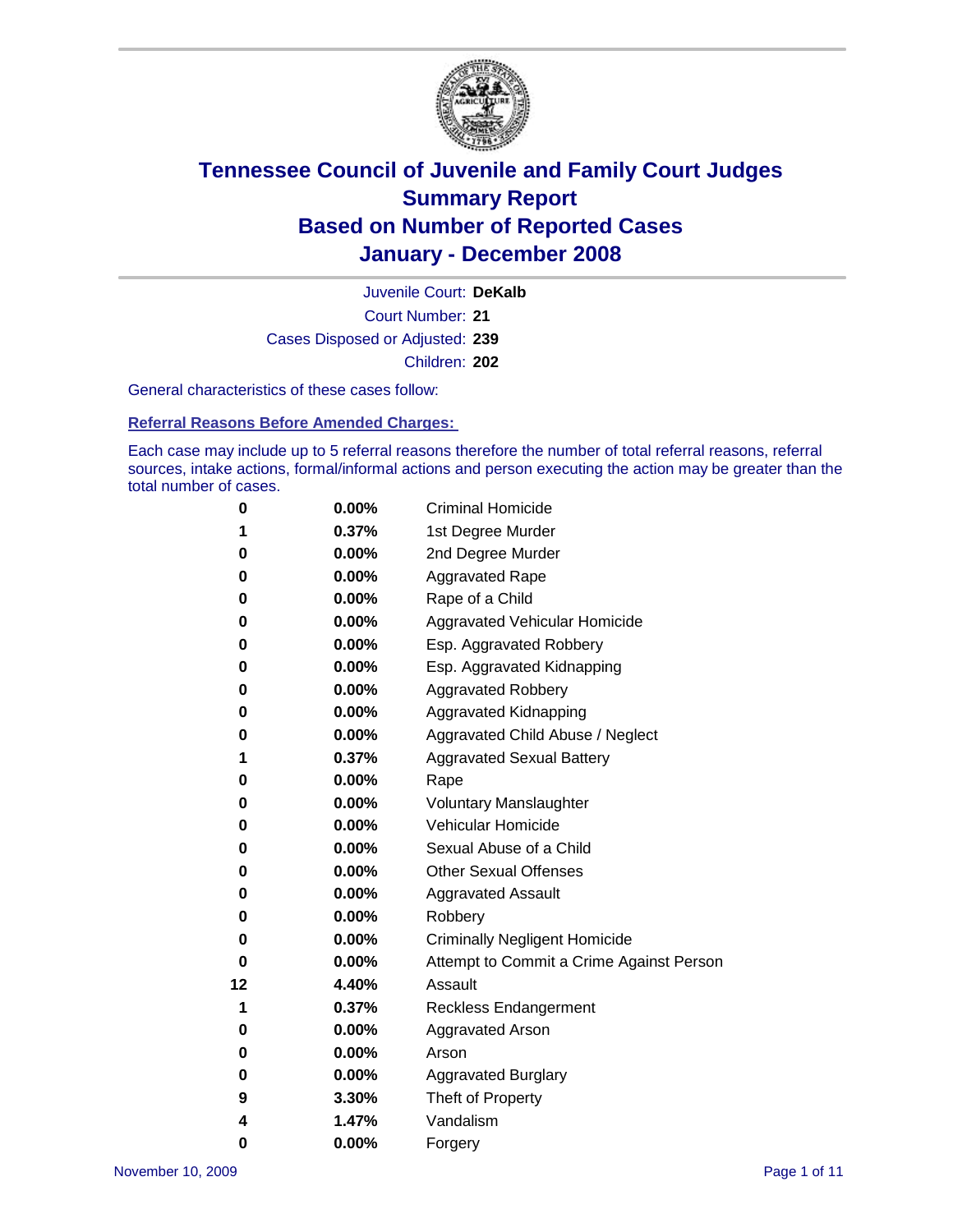# Tennessee Council of Juvenile and Family Court Judges
## Summary Report
## Based on Number of Reported Cases
## January - December 2008

Juvenile Court: **DeKalb**
Court Number: **21**
Cases Disposed or Adjusted: **239**
Children: **202**

General characteristics of these cases follow:

### Referral Reasons Before Amended Charges:

Each case may include up to 5 referral reasons therefore the number of total referral reasons, referral sources, intake actions, formal/informal actions and person executing the action may be greater than the total number of cases.

| | | |
|---|---|---|
| 0 | 0.00% | Criminal Homicide |
| 1 | 0.37% | 1st Degree Murder |
| 0 | 0.00% | 2nd Degree Murder |
| 0 | 0.00% | Aggravated Rape |
| 0 | 0.00% | Rape of a Child |
| 0 | 0.00% | Aggravated Vehicular Homicide |
| 0 | 0.00% | Esp. Aggravated Robbery |
| 0 | 0.00% | Esp. Aggravated Kidnapping |
| 0 | 0.00% | Aggravated Robbery |
| 0 | 0.00% | Aggravated Kidnapping |
| 0 | 0.00% | Aggravated Child Abuse / Neglect |
| 1 | 0.37% | Aggravated Sexual Battery |
| 0 | 0.00% | Rape |
| 0 | 0.00% | Voluntary Manslaughter |
| 0 | 0.00% | Vehicular Homicide |
| 0 | 0.00% | Sexual Abuse of a Child |
| 0 | 0.00% | Other Sexual Offenses |
| 0 | 0.00% | Aggravated Assault |
| 0 | 0.00% | Robbery |
| 0 | 0.00% | Criminally Negligent Homicide |
| 0 | 0.00% | Attempt to Commit a Crime Against Person |
| 12 | 4.40% | Assault |
| 1 | 0.37% | Reckless Endangerment |
| 0 | 0.00% | Aggravated Arson |
| 0 | 0.00% | Arson |
| 0 | 0.00% | Aggravated Burglary |
| 9 | 3.30% | Theft of Property |
| 4 | 1.47% | Vandalism |
| 0 | 0.00% | Forgery |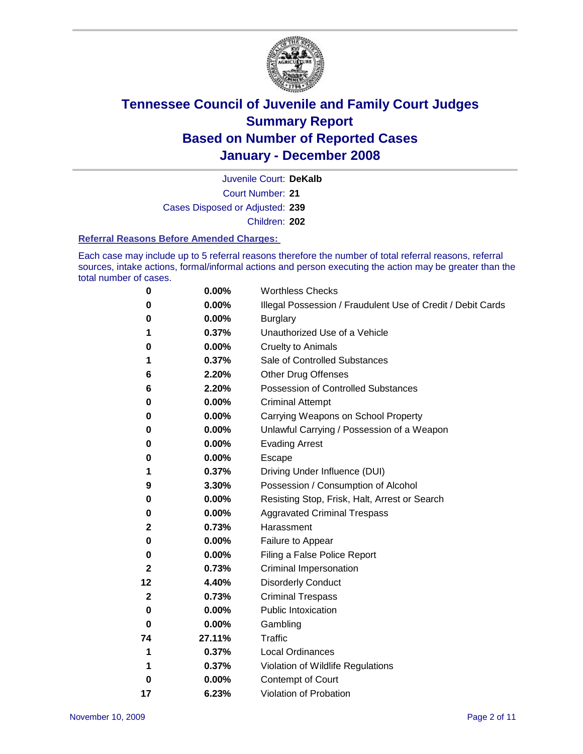# Tennessee Council of Juvenile and Family Court Judges
## Summary Report
## Based on Number of Reported Cases
## January - December 2008

Juvenile Court: **DeKalb**
Court Number: **21**
Cases Disposed or Adjusted: **239**
Children: **202**

### Referral Reasons Before Amended Charges:

Each case may include up to 5 referral reasons therefore the number of total referral reasons, referral sources, intake actions, formal/informal actions and person executing the action may be greater than the total number of cases.

| Count | Percent | Referral Reason |
|---|---|---|
| 0 | 0.00% | Worthless Checks |
| 0 | 0.00% | Illegal Possession / Fraudulent Use of Credit / Debit Cards |
| 0 | 0.00% | Burglary |
| 1 | 0.37% | Unauthorized Use of a Vehicle |
| 0 | 0.00% | Cruelty to Animals |
| 1 | 0.37% | Sale of Controlled Substances |
| 6 | 2.20% | Other Drug Offenses |
| 6 | 2.20% | Possession of Controlled Substances |
| 0 | 0.00% | Criminal Attempt |
| 0 | 0.00% | Carrying Weapons on School Property |
| 0 | 0.00% | Unlawful Carrying / Possession of a Weapon |
| 0 | 0.00% | Evading Arrest |
| 0 | 0.00% | Escape |
| 1 | 0.37% | Driving Under Influence (DUI) |
| 9 | 3.30% | Possession / Consumption of Alcohol |
| 0 | 0.00% | Resisting Stop, Frisk, Halt, Arrest or Search |
| 0 | 0.00% | Aggravated Criminal Trespass |
| 2 | 0.73% | Harassment |
| 0 | 0.00% | Failure to Appear |
| 0 | 0.00% | Filing a False Police Report |
| 2 | 0.73% | Criminal Impersonation |
| 12 | 4.40% | Disorderly Conduct |
| 2 | 0.73% | Criminal Trespass |
| 0 | 0.00% | Public Intoxication |
| 0 | 0.00% | Gambling |
| 74 | 27.11% | Traffic |
| 1 | 0.37% | Local Ordinances |
| 1 | 0.37% | Violation of Wildlife Regulations |
| 0 | 0.00% | Contempt of Court |
| 17 | 6.23% | Violation of Probation |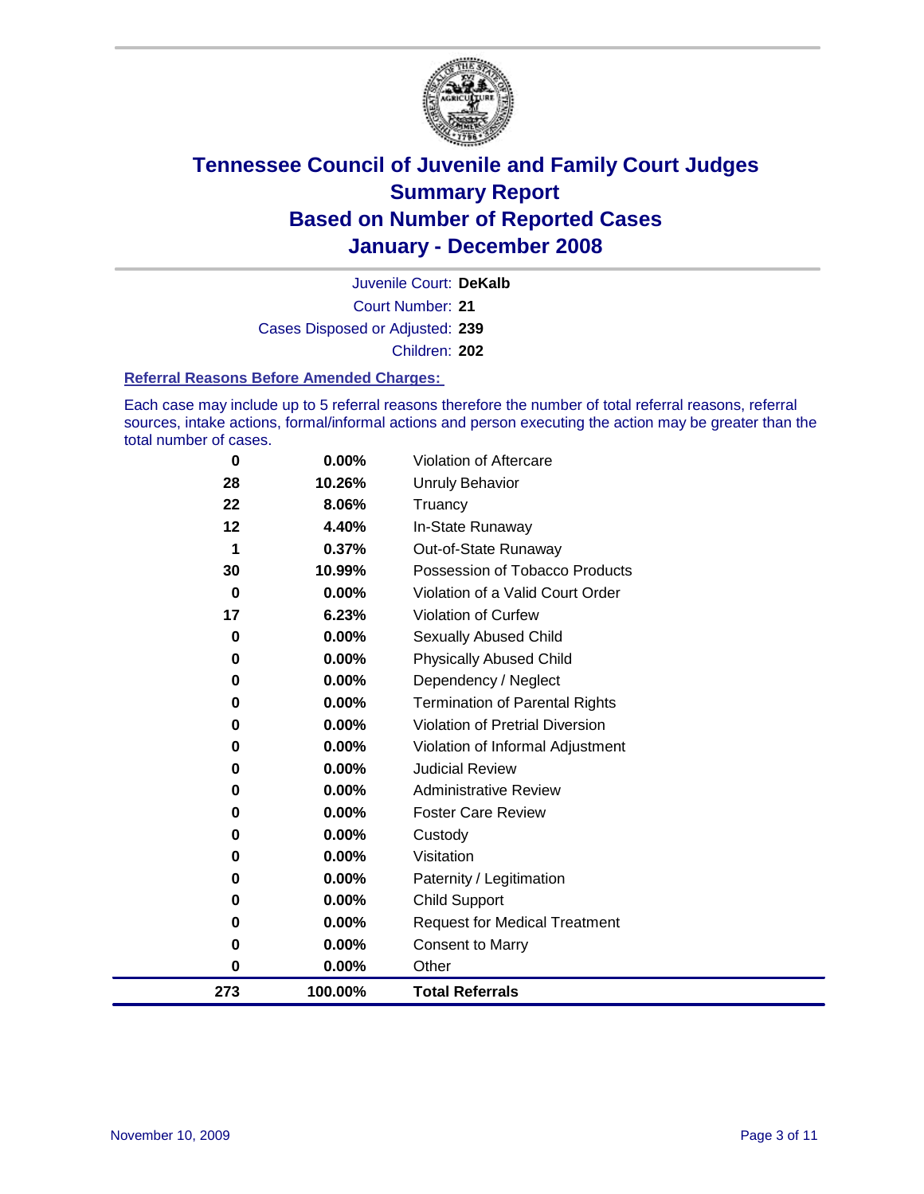# Tennessee Council of Juvenile and Family Court Judges
## Summary Report
## Based on Number of Reported Cases
## January - December 2008

Juvenile Court: **DeKalb**

Court Number: **21**

Cases Disposed or Adjusted: **239**

Children: **202**

### Referral Reasons Before Amended Charges:

Each case may include up to 5 referral reasons therefore the number of total referral reasons, referral sources, intake actions, formal/informal actions and person executing the action may be greater than the total number of cases.

| Count | Percent | Referral Reason |
|---|---|---|
| 0 | 0.00% | Violation of Aftercare |
| 28 | 10.26% | Unruly Behavior |
| 22 | 8.06% | Truancy |
| 12 | 4.40% | In-State Runaway |
| 1 | 0.37% | Out-of-State Runaway |
| 30 | 10.99% | Possession of Tobacco Products |
| 0 | 0.00% | Violation of a Valid Court Order |
| 17 | 6.23% | Violation of Curfew |
| 0 | 0.00% | Sexually Abused Child |
| 0 | 0.00% | Physically Abused Child |
| 0 | 0.00% | Dependency / Neglect |
| 0 | 0.00% | Termination of Parental Rights |
| 0 | 0.00% | Violation of Pretrial Diversion |
| 0 | 0.00% | Violation of Informal Adjustment |
| 0 | 0.00% | Judicial Review |
| 0 | 0.00% | Administrative Review |
| 0 | 0.00% | Foster Care Review |
| 0 | 0.00% | Custody |
| 0 | 0.00% | Visitation |
| 0 | 0.00% | Paternity / Legitimation |
| 0 | 0.00% | Child Support |
| 0 | 0.00% | Request for Medical Treatment |
| 0 | 0.00% | Consent to Marry |
| 0 | 0.00% | Other |
| **273** | **100.00%** | **Total Referrals** |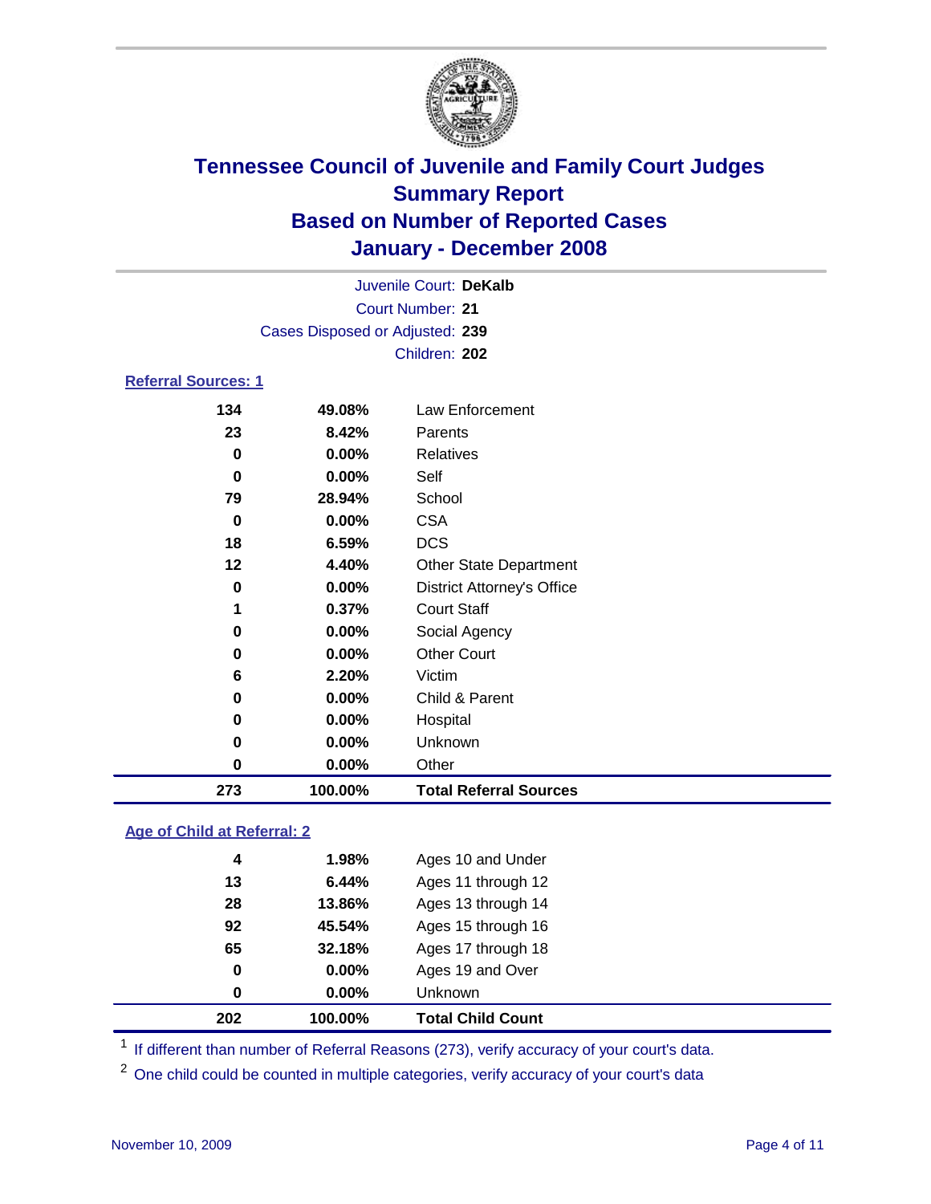# Tennessee Council of Juvenile and Family Court Judges
## Summary Report
## Based on Number of Reported Cases
## January - December 2008

Juvenile Court: **DeKalb**
Court Number: **21**
Cases Disposed or Adjusted: **239**
Children: **202**

### Referral Sources: 1

| | | |
|---|---|---|
| 134 | 49.08% | Law Enforcement |
| 23 | 8.42% | Parents |
| 0 | 0.00% | Relatives |
| 0 | 0.00% | Self |
| 79 | 28.94% | School |
| 0 | 0.00% | CSA |
| 18 | 6.59% | DCS |
| 12 | 4.40% | Other State Department |
| 0 | 0.00% | District Attorney's Office |
| 1 | 0.37% | Court Staff |
| 0 | 0.00% | Social Agency |
| 0 | 0.00% | Other Court |
| 6 | 2.20% | Victim |
| 0 | 0.00% | Child & Parent |
| 0 | 0.00% | Hospital |
| 0 | 0.00% | Unknown |
| 0 | 0.00% | Other |
| **273** | **100.00%** | **Total Referral Sources** |

### Age of Child at Referral: 2

| | | |
|---|---|---|
| 4 | 1.98% | Ages 10 and Under |
| 13 | 6.44% | Ages 11 through 12 |
| 28 | 13.86% | Ages 13 through 14 |
| 92 | 45.54% | Ages 15 through 16 |
| 65 | 32.18% | Ages 17 through 18 |
| 0 | 0.00% | Ages 19 and Over |
| 0 | 0.00% | Unknown |
| **202** | **100.00%** | **Total Child Count** |

[1] If different than number of Referral Reasons (273), verify accuracy of your court's data.

[2] One child could be counted in multiple categories, verify accuracy of your court's data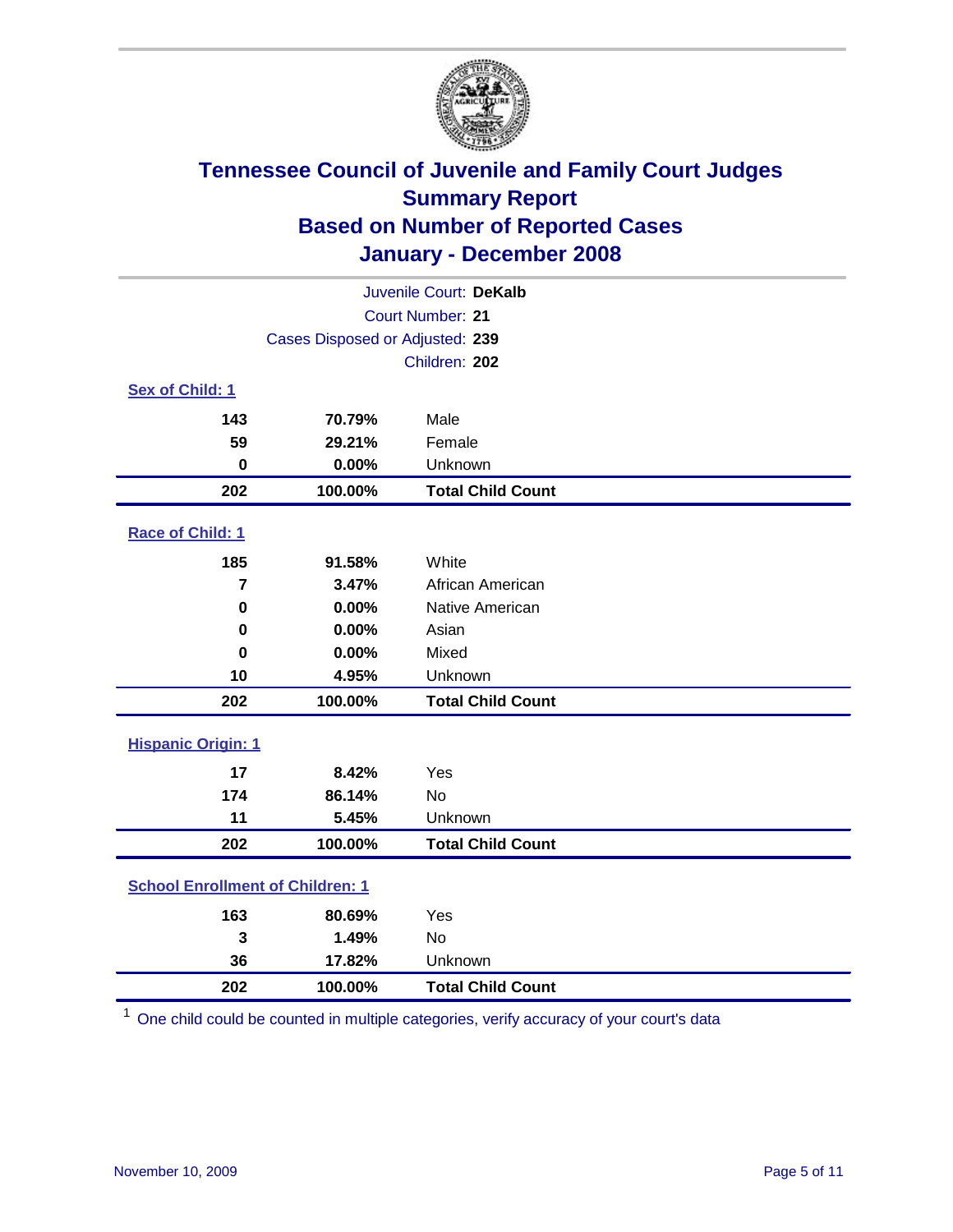# Tennessee Council of Juvenile and Family Court Judges
## Summary Report
## Based on Number of Reported Cases
## January - December 2008

Juvenile Court: **DeKalb**
Court Number: **21**
Cases Disposed or Adjusted: **239**
Children: **202**

### Sex of Child: 1

| Count | Percent | Category |
|---|---|---|
| 143 | 70.79% | Male |
| 59 | 29.21% | Female |
| 0 | 0.00% | Unknown |
| **202** | **100.00%** | **Total Child Count** |

### Race of Child: 1

| Count | Percent | Category |
|---|---|---|
| 185 | 91.58% | White |
| 7 | 3.47% | African American |
| 0 | 0.00% | Native American |
| 0 | 0.00% | Asian |
| 0 | 0.00% | Mixed |
| 10 | 4.95% | Unknown |
| **202** | **100.00%** | **Total Child Count** |

### Hispanic Origin: 1

| Count | Percent | Category |
|---|---|---|
| 17 | 8.42% | Yes |
| 174 | 86.14% | No |
| 11 | 5.45% | Unknown |
| **202** | **100.00%** | **Total Child Count** |

### School Enrollment of Children: 1

| Count | Percent | Category |
|---|---|---|
| 163 | 80.69% | Yes |
| 3 | 1.49% | No |
| 36 | 17.82% | Unknown |
| **202** | **100.00%** | **Total Child Count** |

[1] One child could be counted in multiple categories, verify accuracy of your court's data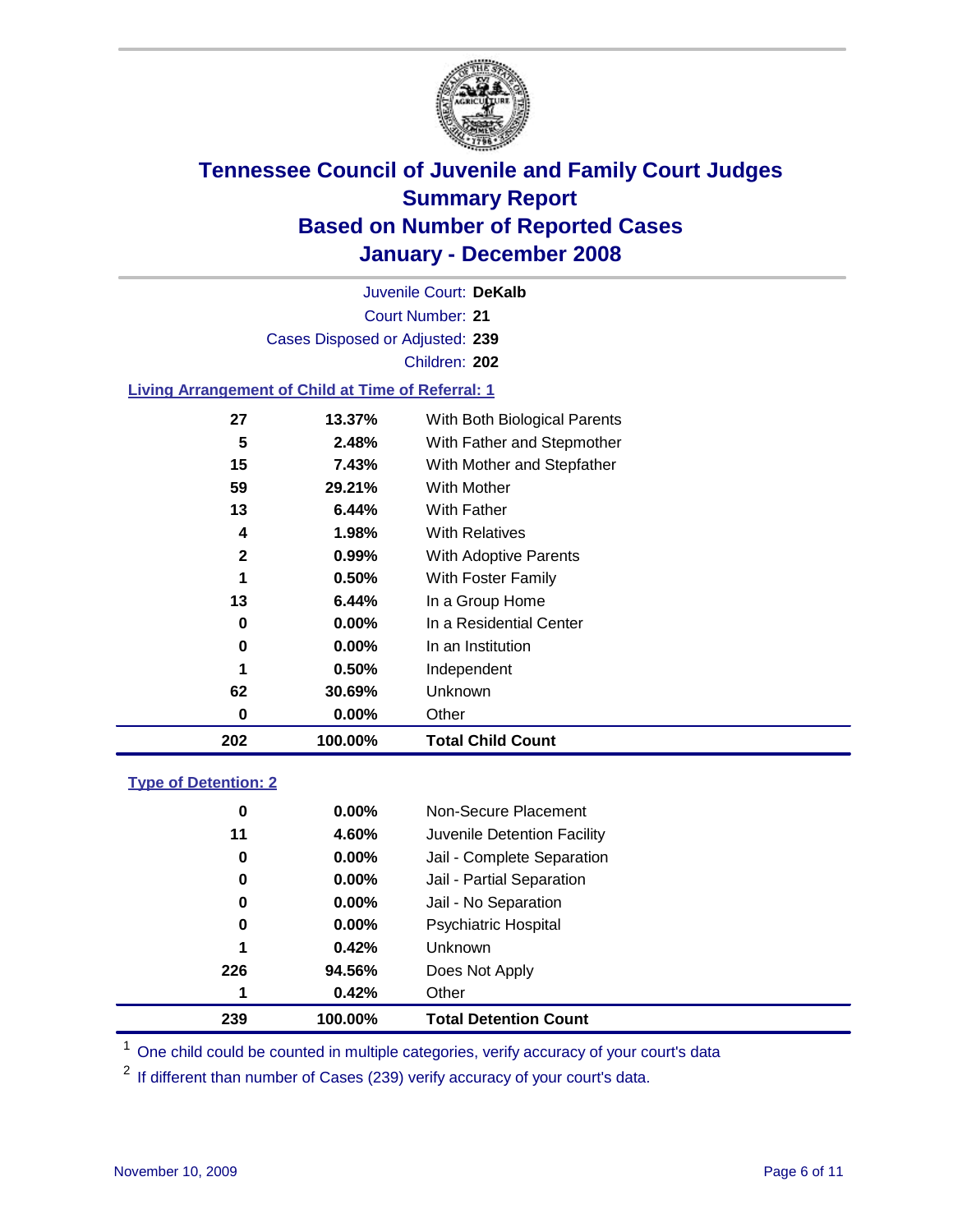# Tennessee Council of Juvenile and Family Court Judges
## Summary Report
## Based on Number of Reported Cases
## January - December 2008

Juvenile Court: **DeKalb**

Court Number: **21**

Cases Disposed or Adjusted: **239**

Children: **202**

### Living Arrangement of Child at Time of Referral: 1

| | | |
|---|---|---|
| 27 | 13.37% | With Both Biological Parents |
| 5 | 2.48% | With Father and Stepmother |
| 15 | 7.43% | With Mother and Stepfather |
| 59 | 29.21% | With Mother |
| 13 | 6.44% | With Father |
| 4 | 1.98% | With Relatives |
| 2 | 0.99% | With Adoptive Parents |
| 1 | 0.50% | With Foster Family |
| 13 | 6.44% | In a Group Home |
| 0 | 0.00% | In a Residential Center |
| 0 | 0.00% | In an Institution |
| 1 | 0.50% | Independent |
| 62 | 30.69% | Unknown |
| 0 | 0.00% | Other |
| **202** | **100.00%** | **Total Child Count** |

### Type of Detention: 2

| | | |
|---|---|---|
| 0 | 0.00% | Non-Secure Placement |
| 11 | 4.60% | Juvenile Detention Facility |
| 0 | 0.00% | Jail - Complete Separation |
| 0 | 0.00% | Jail - Partial Separation |
| 0 | 0.00% | Jail - No Separation |
| 0 | 0.00% | Psychiatric Hospital |
| 1 | 0.42% | Unknown |
| 226 | 94.56% | Does Not Apply |
| 1 | 0.42% | Other |
| **239** | **100.00%** | **Total Detention Count** |

[1] One child could be counted in multiple categories, verify accuracy of your court's data

[2] If different than number of Cases (239) verify accuracy of your court's data.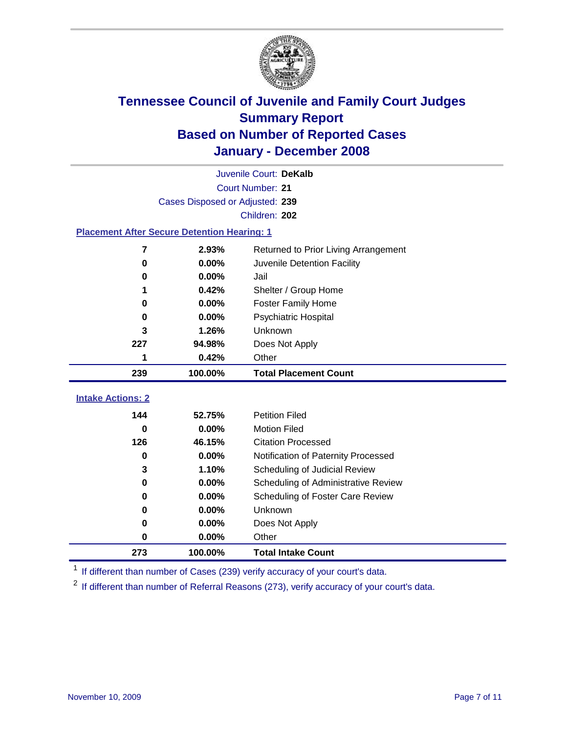# Tennessee Council of Juvenile and Family Court Judges
## Summary Report
## Based on Number of Reported Cases
## January - December 2008

Juvenile Court: **DeKalb**
Court Number: **21**
Cases Disposed or Adjusted: **239**
Children: **202**

### Placement After Secure Detention Hearing: 1

| | | |
|---|---|---|
| 7 | 2.93% | Returned to Prior Living Arrangement |
| 0 | 0.00% | Juvenile Detention Facility |
| 0 | 0.00% | Jail |
| 1 | 0.42% | Shelter / Group Home |
| 0 | 0.00% | Foster Family Home |
| 0 | 0.00% | Psychiatric Hospital |
| 3 | 1.26% | Unknown |
| 227 | 94.98% | Does Not Apply |
| 1 | 0.42% | Other |
| **239** | **100.00%** | **Total Placement Count** |

### Intake Actions: 2

| | | |
|---|---|---|
| 144 | 52.75% | Petition Filed |
| 0 | 0.00% | Motion Filed |
| 126 | 46.15% | Citation Processed |
| 0 | 0.00% | Notification of Paternity Processed |
| 3 | 1.10% | Scheduling of Judicial Review |
| 0 | 0.00% | Scheduling of Administrative Review |
| 0 | 0.00% | Scheduling of Foster Care Review |
| 0 | 0.00% | Unknown |
| 0 | 0.00% | Does Not Apply |
| 0 | 0.00% | Other |
| **273** | **100.00%** | **Total Intake Count** |

[1] If different than number of Cases (239) verify accuracy of your court's data.

[2] If different than number of Referral Reasons (273), verify accuracy of your court's data.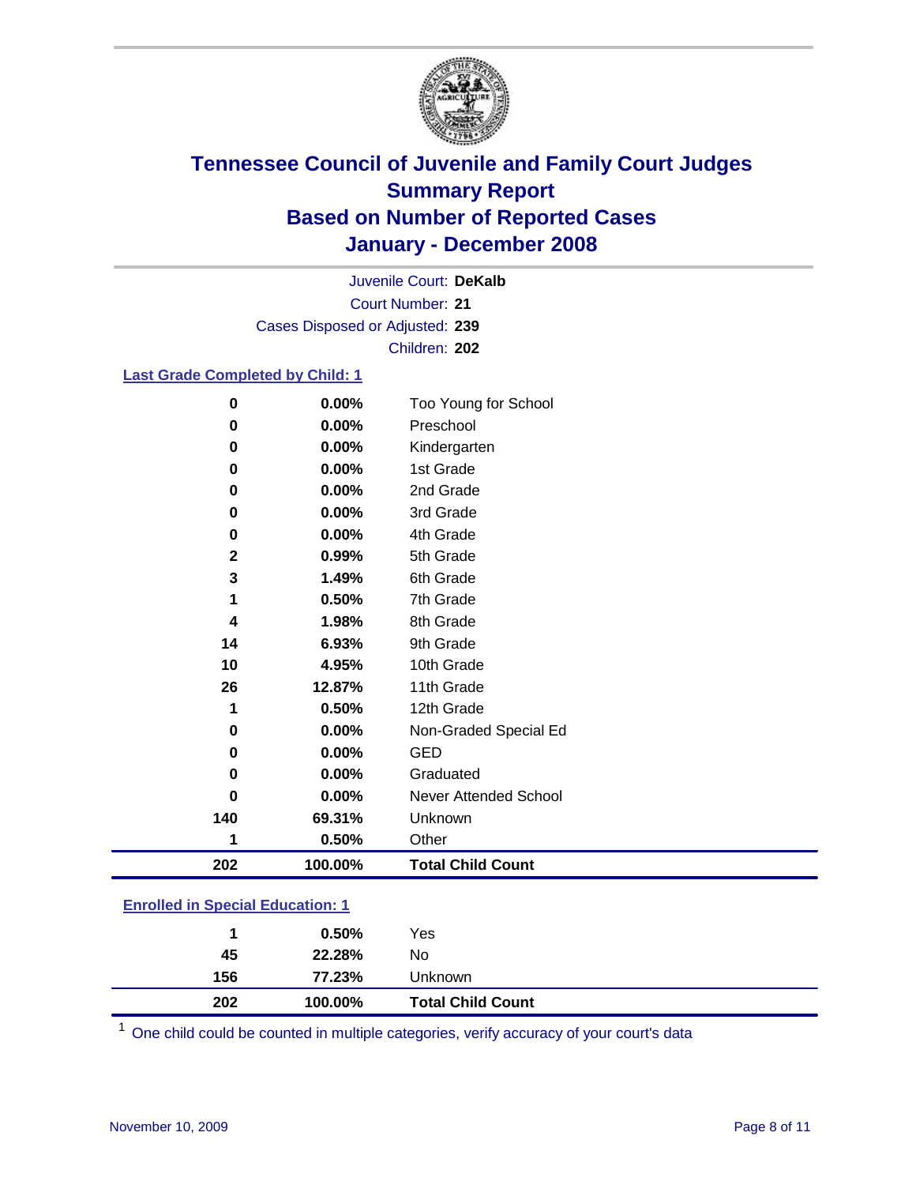# Tennessee Council of Juvenile and Family Court Judges
## Summary Report
## Based on Number of Reported Cases
## January - December 2008

Juvenile Court: **DeKalb**
Court Number: **21**
Cases Disposed or Adjusted: **239**
Children: **202**

### Last Grade Completed by Child: 1

| Count | Percent | Category |
|---|---|---|
| 0 | 0.00% | Too Young for School |
| 0 | 0.00% | Preschool |
| 0 | 0.00% | Kindergarten |
| 0 | 0.00% | 1st Grade |
| 0 | 0.00% | 2nd Grade |
| 0 | 0.00% | 3rd Grade |
| 0 | 0.00% | 4th Grade |
| 2 | 0.99% | 5th Grade |
| 3 | 1.49% | 6th Grade |
| 1 | 0.50% | 7th Grade |
| 4 | 1.98% | 8th Grade |
| 14 | 6.93% | 9th Grade |
| 10 | 4.95% | 10th Grade |
| 26 | 12.87% | 11th Grade |
| 1 | 0.50% | 12th Grade |
| 0 | 0.00% | Non-Graded Special Ed |
| 0 | 0.00% | GED |
| 0 | 0.00% | Graduated |
| 0 | 0.00% | Never Attended School |
| 140 | 69.31% | Unknown |
| 1 | 0.50% | Other |
| **202** | **100.00%** | **Total Child Count** |

### Enrolled in Special Education: 1

| Count | Percent | Category |
|---|---|---|
| 1 | 0.50% | Yes |
| 45 | 22.28% | No |
| 156 | 77.23% | Unknown |
| **202** | **100.00%** | **Total Child Count** |

[1] One child could be counted in multiple categories, verify accuracy of your court's data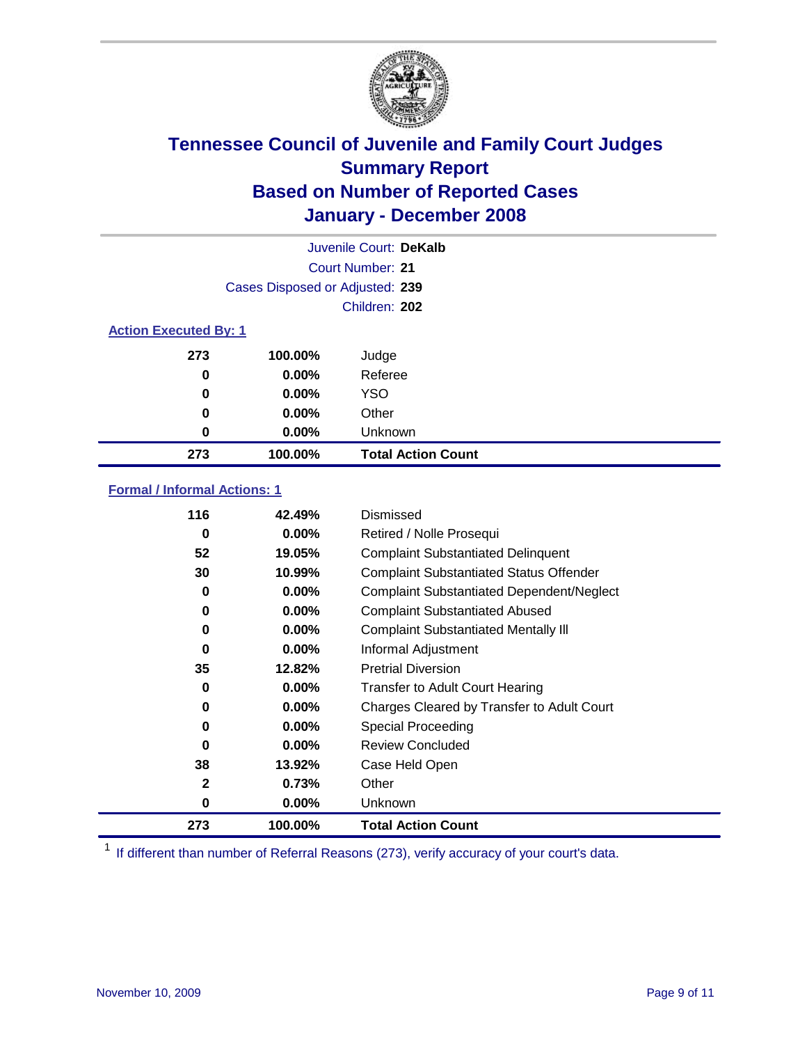# Tennessee Council of Juvenile and Family Court Judges
## Summary Report
## Based on Number of Reported Cases
## January - December 2008

Juvenile Court: **DeKalb**
Court Number: **21**
Cases Disposed or Adjusted: **239**
Children: **202**

### Action Executed By: 1

| | | |
|---|---|---|
| 273 | 100.00% | Judge |
| 0 | 0.00% | Referee |
| 0 | 0.00% | YSO |
| 0 | 0.00% | Other |
| 0 | 0.00% | Unknown |
| **273** | **100.00%** | **Total Action Count** |

### Formal / Informal Actions: 1

| | | |
|---|---|---|
| 116 | 42.49% | Dismissed |
| 0 | 0.00% | Retired / Nolle Prosequi |
| 52 | 19.05% | Complaint Substantiated Delinquent |
| 30 | 10.99% | Complaint Substantiated Status Offender |
| 0 | 0.00% | Complaint Substantiated Dependent/Neglect |
| 0 | 0.00% | Complaint Substantiated Abused |
| 0 | 0.00% | Complaint Substantiated Mentally Ill |
| 0 | 0.00% | Informal Adjustment |
| 35 | 12.82% | Pretrial Diversion |
| 0 | 0.00% | Transfer to Adult Court Hearing |
| 0 | 0.00% | Charges Cleared by Transfer to Adult Court |
| 0 | 0.00% | Special Proceeding |
| 0 | 0.00% | Review Concluded |
| 38 | 13.92% | Case Held Open |
| 2 | 0.73% | Other |
| 0 | 0.00% | Unknown |
| **273** | **100.00%** | **Total Action Count** |

[1] If different than number of Referral Reasons (273), verify accuracy of your court's data.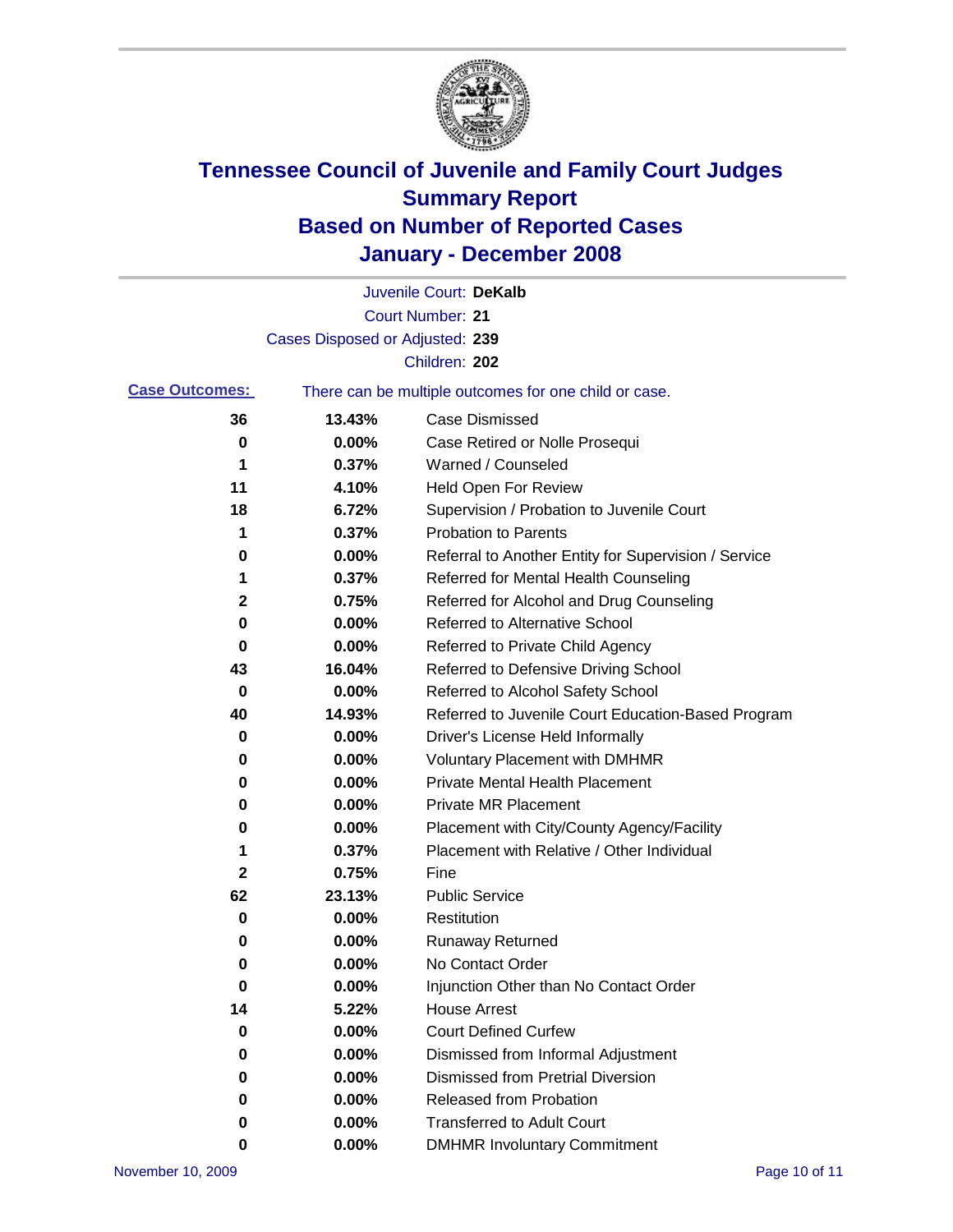# Tennessee Council of Juvenile and Family Court Judges
## Summary Report
## Based on Number of Reported Cases
## January - December 2008

Juvenile Court: **DeKalb**
Court Number: **21**
Cases Disposed or Adjusted: **239**
Children: **202**

**Case Outcomes:** There can be multiple outcomes for one child or case.

| Count | Percent | Outcome |
|---|---|---|
| 36 | 13.43% | Case Dismissed |
| 0 | 0.00% | Case Retired or Nolle Prosequi |
| 1 | 0.37% | Warned / Counseled |
| 11 | 4.10% | Held Open For Review |
| 18 | 6.72% | Supervision / Probation to Juvenile Court |
| 1 | 0.37% | Probation to Parents |
| 0 | 0.00% | Referral to Another Entity for Supervision / Service |
| 1 | 0.37% | Referred for Mental Health Counseling |
| 2 | 0.75% | Referred for Alcohol and Drug Counseling |
| 0 | 0.00% | Referred to Alternative School |
| 0 | 0.00% | Referred to Private Child Agency |
| 43 | 16.04% | Referred to Defensive Driving School |
| 0 | 0.00% | Referred to Alcohol Safety School |
| 40 | 14.93% | Referred to Juvenile Court Education-Based Program |
| 0 | 0.00% | Driver's License Held Informally |
| 0 | 0.00% | Voluntary Placement with DMHMR |
| 0 | 0.00% | Private Mental Health Placement |
| 0 | 0.00% | Private MR Placement |
| 0 | 0.00% | Placement with City/County Agency/Facility |
| 1 | 0.37% | Placement with Relative / Other Individual |
| 2 | 0.75% | Fine |
| 62 | 23.13% | Public Service |
| 0 | 0.00% | Restitution |
| 0 | 0.00% | Runaway Returned |
| 0 | 0.00% | No Contact Order |
| 0 | 0.00% | Injunction Other than No Contact Order |
| 14 | 5.22% | House Arrest |
| 0 | 0.00% | Court Defined Curfew |
| 0 | 0.00% | Dismissed from Informal Adjustment |
| 0 | 0.00% | Dismissed from Pretrial Diversion |
| 0 | 0.00% | Released from Probation |
| 0 | 0.00% | Transferred to Adult Court |
| 0 | 0.00% | DMHMR Involuntary Commitment |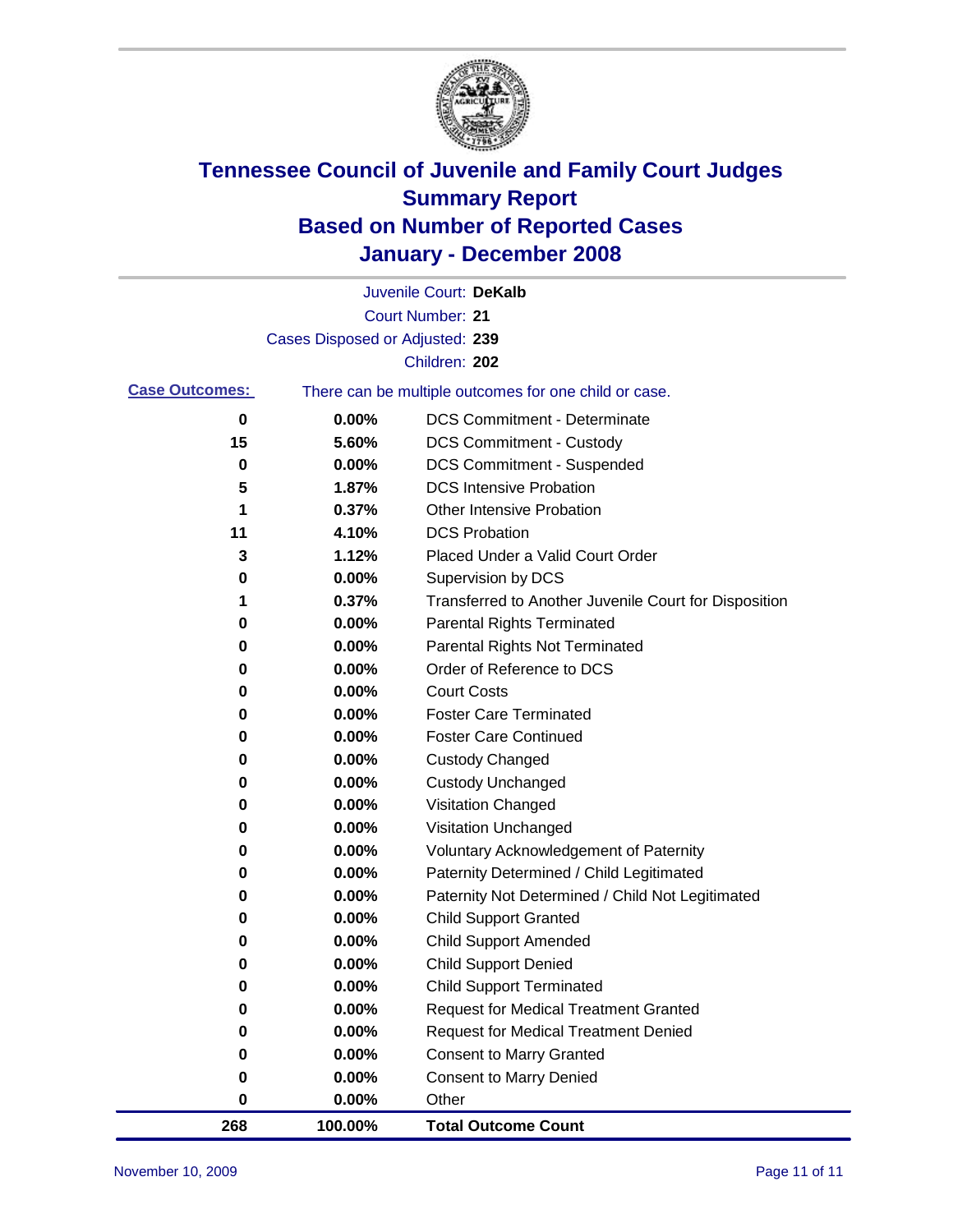# Tennessee Council of Juvenile and Family Court Judges
# Summary Report
# Based on Number of Reported Cases
# January - December 2008

Juvenile Court: **DeKalb**

Court Number: **21**

Cases Disposed or Adjusted: **239**

Children: **202**

**Case Outcomes:** There can be multiple outcomes for one child or case.

| | | |
|---|---|---|
| 0 | 0.00% | DCS Commitment - Determinate |
| 15 | 5.60% | DCS Commitment - Custody |
| 0 | 0.00% | DCS Commitment - Suspended |
| 5 | 1.87% | DCS Intensive Probation |
| 1 | 0.37% | Other Intensive Probation |
| 11 | 4.10% | DCS Probation |
| 3 | 1.12% | Placed Under a Valid Court Order |
| 0 | 0.00% | Supervision by DCS |
| 1 | 0.37% | Transferred to Another Juvenile Court for Disposition |
| 0 | 0.00% | Parental Rights Terminated |
| 0 | 0.00% | Parental Rights Not Terminated |
| 0 | 0.00% | Order of Reference to DCS |
| 0 | 0.00% | Court Costs |
| 0 | 0.00% | Foster Care Terminated |
| 0 | 0.00% | Foster Care Continued |
| 0 | 0.00% | Custody Changed |
| 0 | 0.00% | Custody Unchanged |
| 0 | 0.00% | Visitation Changed |
| 0 | 0.00% | Visitation Unchanged |
| 0 | 0.00% | Voluntary Acknowledgement of Paternity |
| 0 | 0.00% | Paternity Determined / Child Legitimated |
| 0 | 0.00% | Paternity Not Determined / Child Not Legitimated |
| 0 | 0.00% | Child Support Granted |
| 0 | 0.00% | Child Support Amended |
| 0 | 0.00% | Child Support Denied |
| 0 | 0.00% | Child Support Terminated |
| 0 | 0.00% | Request for Medical Treatment Granted |
| 0 | 0.00% | Request for Medical Treatment Denied |
| 0 | 0.00% | Consent to Marry Granted |
| 0 | 0.00% | Consent to Marry Denied |
| 0 | 0.00% | Other |
| **268** | **100.00%** | **Total Outcome Count** |

November 10, 2009